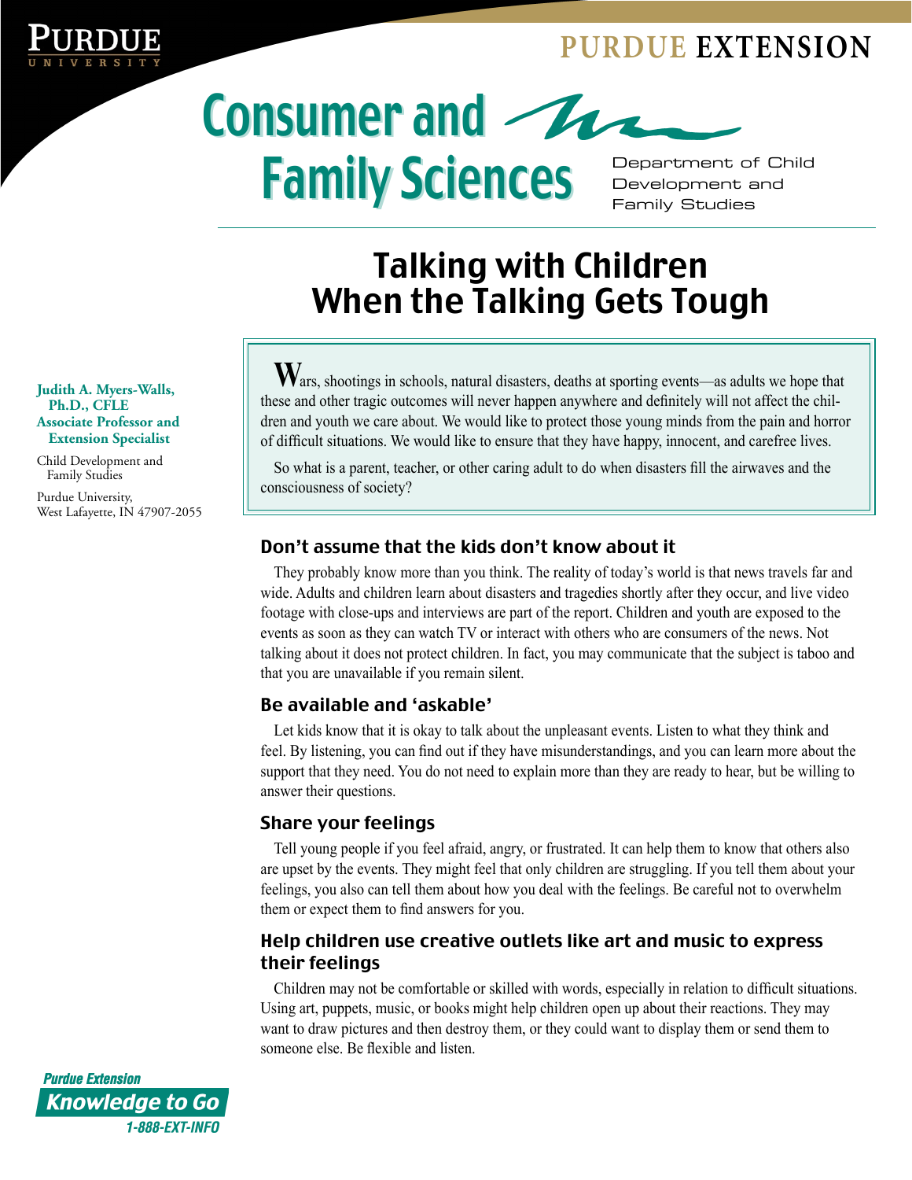PURDUE UNIVERSITY

PURDUE EXTENSION

# Consumer and Family Sciences

Department of Child Development and Family Studies

# Talking with Children When the Talking Gets Tough

**Judith A. Myers-Walls, Ph.D., CFLE**
**Associate Professor and Extension Specialist**

Child Development and Family Studies

Purdue University,
West Lafayette, IN 47907-2055

Wars, shootings in schools, natural disasters, deaths at sporting events—as adults we hope that these and other tragic outcomes will never happen anywhere and definitely will not affect the children and youth we care about. We would like to protect those young minds from the pain and horror of difficult situations. We would like to ensure that they have happy, innocent, and carefree lives.

So what is a parent, teacher, or other caring adult to do when disasters fill the airwaves and the consciousness of society?

## Don't assume that the kids don't know about it

They probably know more than you think. The reality of today's world is that news travels far and wide. Adults and children learn about disasters and tragedies shortly after they occur, and live video footage with close-ups and interviews are part of the report. Children and youth are exposed to the events as soon as they can watch TV or interact with others who are consumers of the news. Not talking about it does not protect children. In fact, you may communicate that the subject is taboo and that you are unavailable if you remain silent.

## Be available and 'askable'

Let kids know that it is okay to talk about the unpleasant events. Listen to what they think and feel. By listening, you can find out if they have misunderstandings, and you can learn more about the support that they need. You do not need to explain more than they are ready to hear, but be willing to answer their questions.

## Share your feelings

Tell young people if you feel afraid, angry, or frustrated. It can help them to know that others also are upset by the events. They might feel that only children are struggling. If you tell them about your feelings, you also can tell them about how you deal with the feelings. Be careful not to overwhelm them or expect them to find answers for you.

## Help children use creative outlets like art and music to express their feelings

Children may not be comfortable or skilled with words, especially in relation to difficult situations. Using art, puppets, music, or books might help children open up about their reactions. They may want to draw pictures and then destroy them, or they could want to display them or send them to someone else. Be flexible and listen.

Purdue Extension
Knowledge to Go
1-888-EXT-INFO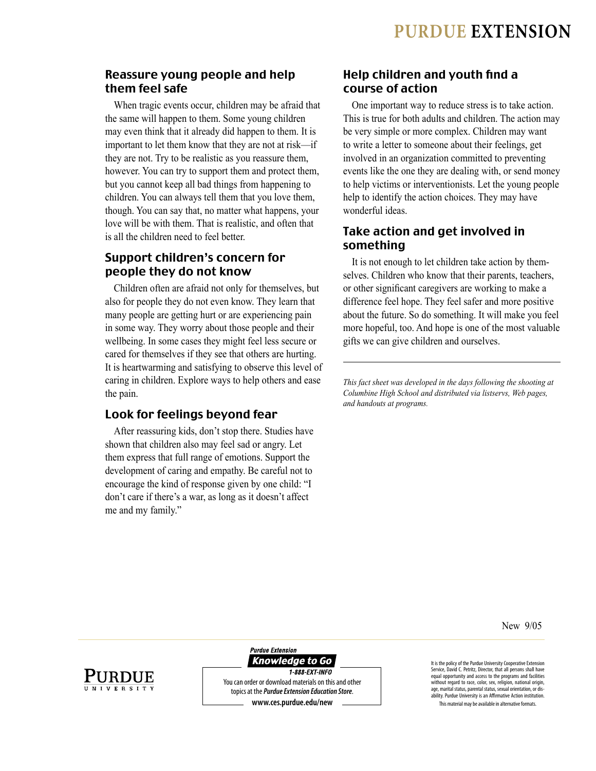## Reassure young people and help them feel safe

When tragic events occur, children may be afraid that the same will happen to them. Some young children may even think that it already did happen to them. It is important to let them know that they are not at risk—if they are not. Try to be realistic as you reassure them, however. You can try to support them and protect them, but you cannot keep all bad things from happening to children. You can always tell them that you love them, though. You can say that, no matter what happens, your love will be with them. That is realistic, and often that is all the children need to feel better.

## Support children's concern for people they do not know

Children often are afraid not only for themselves, but also for people they do not even know. They learn that many people are getting hurt or are experiencing pain in some way. They worry about those people and their wellbeing. In some cases they might feel less secure or cared for themselves if they see that others are hurting. It is heartwarming and satisfying to observe this level of caring in children. Explore ways to help others and ease the pain.

## Look for feelings beyond fear

After reassuring kids, don't stop there. Studies have shown that children also may feel sad or angry. Let them express that full range of emotions. Support the development of caring and empathy. Be careful not to encourage the kind of response given by one child: "I don't care if there's a war, as long as it doesn't affect me and my family."

## Help children and youth find a course of action

One important way to reduce stress is to take action. This is true for both adults and children. The action may be very simple or more complex. Children may want to write a letter to someone about their feelings, get involved in an organization committed to preventing events like the one they are dealing with, or send money to help victims or interventionists. Let the young people help to identify the action choices. They may have wonderful ideas.

## Take action and get involved in something

It is not enough to let children take action by themselves. Children who know that their parents, teachers, or other significant caregivers are working to make a difference feel hope. They feel safer and more positive about the future. So do something. It will make you feel more hopeful, too. And hope is one of the most valuable gifts we can give children and ourselves.

---

*This fact sheet was developed in the days following the shooting at Columbine High School and distributed via listservs, Web pages, and handouts at programs.*

New 9/05

Purdue Extension
**Knowledge to Go**
1-888-EXT-INFO

You can order or download materials on this and other topics at the ***Purdue Extension Education Store***.
**www.ces.purdue.edu/new**

It is the policy of the Purdue University Cooperative Extension Service, David C. Petritz, Director, that all persons shall have equal opportunity and access to the programs and facilities without regard to race, color, sex, religion, national origin, age, marital status, parental status, sexual orientation, or disability. Purdue University is an Affirmative Action institution.
This material may be available in alternative formats.